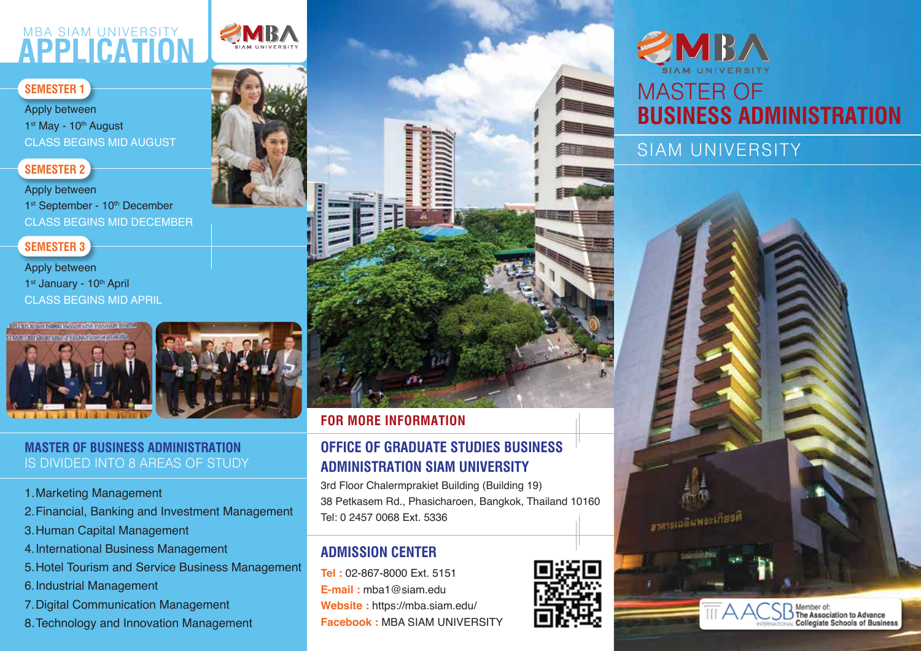# MBA SIAM UNIVERSITY APPLICATION

## SEMESTER 1

Apply between
1st May - 10th August
CLASS BEGINS MID AUGUST

## SEMESTER 2

Apply between
1st September - 10th December
CLASS BEGINS MID DECEMBER

## SEMESTER 3

Apply between
1st January - 10th April
CLASS BEGINS MID APRIL

## MASTER OF BUSINESS ADMINISTRATION IS DIVIDED INTO 8 AREAS OF STUDY

1. Marketing Management
2. Financial, Banking and Investment Management
3. Human Capital Management
4. International Business Management
5. Hotel Tourism and Service Business Management
6. Industrial Management
7. Digital Communication Management
8. Technology and Innovation Management

## FOR MORE INFORMATION

### OFFICE OF GRADUATE STUDIES BUSINESS ADMINISTRATION SIAM UNIVERSITY

3rd Floor Chalermprakiet Building (Building 19)
38 Petkasem Rd., Phasicharoen, Bangkok, Thailand 10160
Tel: 0 2457 0068 Ext. 5336

### ADMISSION CENTER

**Tel :** 02-867-8000 Ext. 5151
**E-mail :** mba1@siam.edu
**Website :** https://mba.siam.edu/
**Facebook :** MBA SIAM UNIVERSITY

# MBA SIAM UNIVERSITY

# MASTER OF BUSINESS ADMINISTRATION

## SIAM UNIVERSITY

AACSB INTERNATIONAL Member of: The Association to Advance Collegiate Schools of Business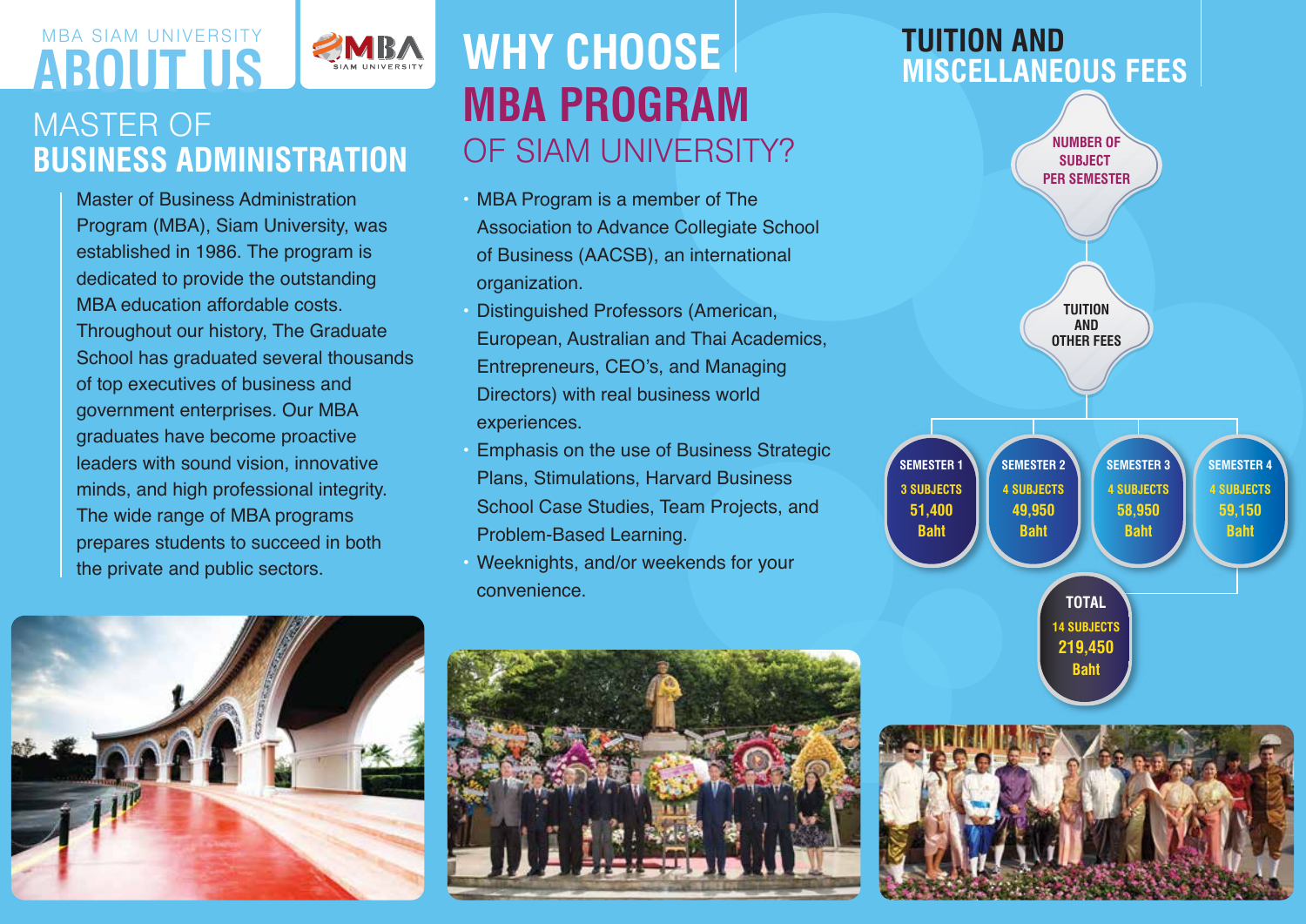MBA SIAM UNIVERSITY

# ABOUT US

## MASTER OF BUSINESS ADMINISTRATION

Master of Business Administration Program (MBA), Siam University, was established in 1986. The program is dedicated to provide the outstanding MBA education affordable costs. Throughout our history, The Graduate School has graduated several thousands of top executives of business and government enterprises. Our MBA graduates have become proactive leaders with sound vision, innovative minds, and high professional integrity. The wide range of MBA programs prepares students to succeed in both the private and public sectors.

# WHY CHOOSE MBA PROGRAM OF SIAM UNIVERSITY?

- MBA Program is a member of The Association to Advance Collegiate School of Business (AACSB), an international organization.
- Distinguished Professors (American, European, Australian and Thai Academics, Entrepreneurs, CEO's, and Managing Directors) with real business world experiences.
- Emphasis on the use of Business Strategic Plans, Stimulations, Harvard Business School Case Studies, Team Projects, and Problem-Based Learning.
- Weeknights, and/or weekends for your convenience.

# TUITION AND MISCELLANEOUS FEES

NUMBER OF SUBJECT PER SEMESTER

TUITION AND OTHER FEES

| | Number of Subjects | Tuition and Other Fees |
|---|---|---|
| SEMESTER 1 | 3 SUBJECTS | 51,400 Baht |
| SEMESTER 2 | 4 SUBJECTS | 49,950 Baht |
| SEMESTER 3 | 4 SUBJECTS | 58,950 Baht |
| SEMESTER 4 | 4 SUBJECTS | 59,150 Baht |
| TOTAL | 14 SUBJECTS | 219,450 Baht |